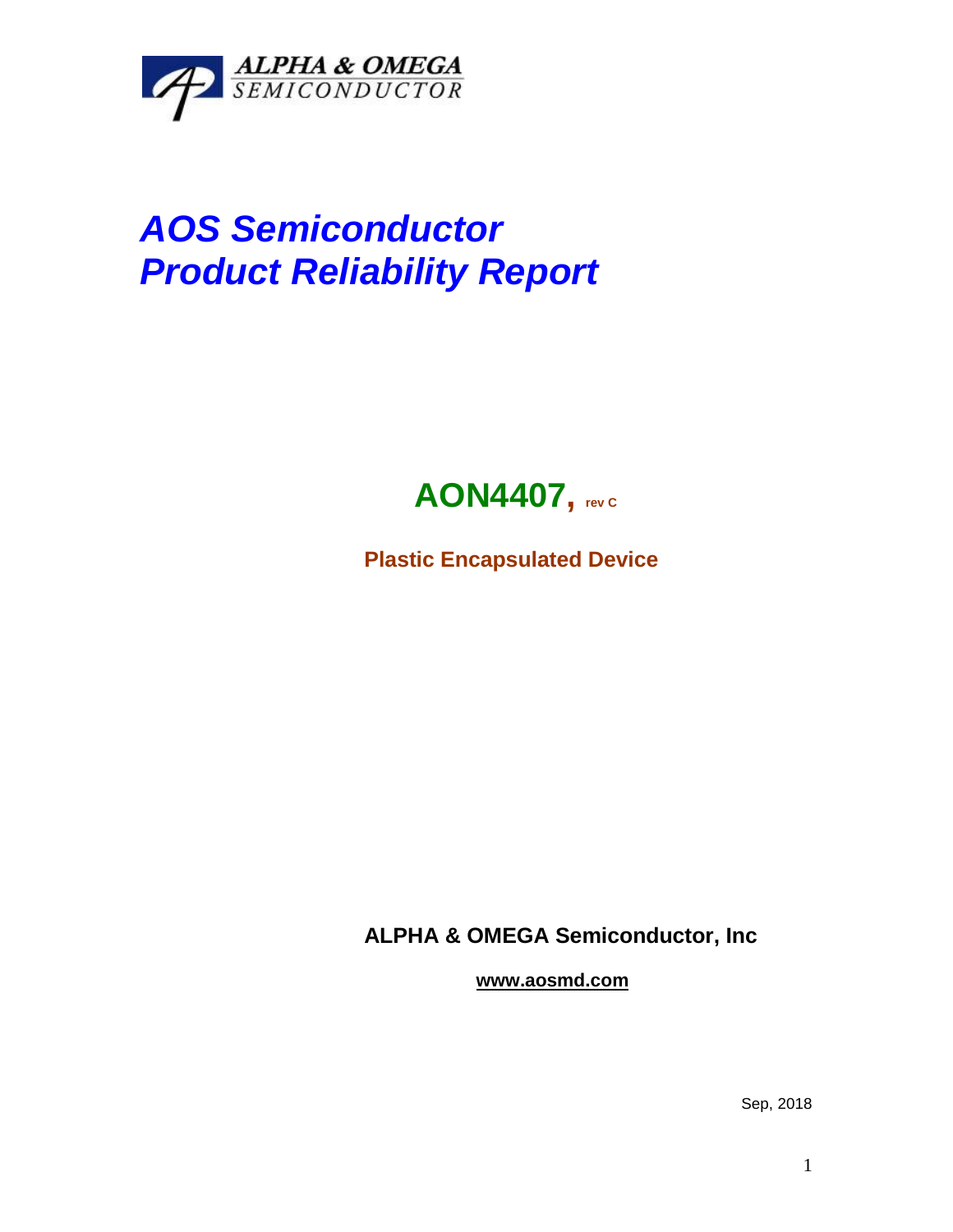ALPHA & OMEGA
SEMICONDUCTOR

# *AOS Semiconductor*
# *Product Reliability Report*

## AON4407, rev C

**Plastic Encapsulated Device**

**ALPHA & OMEGA Semiconductor, Inc**

**www.aosmd.com**

Sep, 2018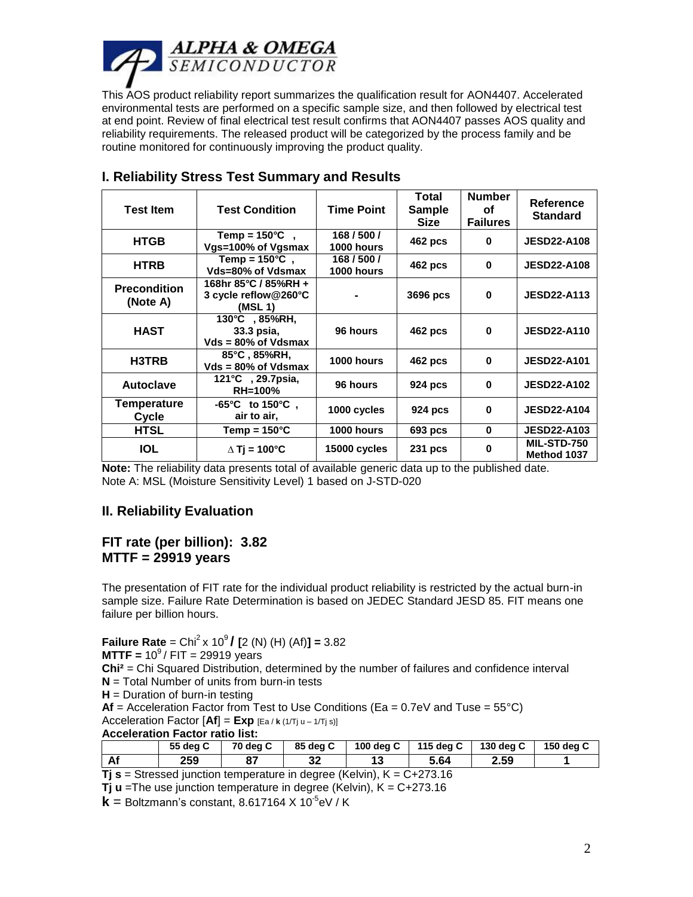**ALPHA & OMEGA SEMICONDUCTOR**

This AOS product reliability report summarizes the qualification result for AON4407. Accelerated environmental tests are performed on a specific sample size, and then followed by electrical test at end point. Review of final electrical test result confirms that AON4407 passes AOS quality and reliability requirements. The released product will be categorized by the process family and be routine monitored for continuously improving the product quality.

## I. Reliability Stress Test Summary and Results

| Test Item | Test Condition | Time Point | Total Sample Size | Number of Failures | Reference Standard |
|---|---|---|---|---|---|
| **HTGB** | **Temp = 150°C , Vgs=100% of Vgsmax** | **168 / 500 / 1000 hours** | **462 pcs** | **0** | **JESD22-A108** |
| **HTRB** | **Temp = 150°C , Vds=80% of Vdsmax** | **168 / 500 / 1000 hours** | **462 pcs** | **0** | **JESD22-A108** |
| **Precondition (Note A)** | **168hr 85°C / 85%RH + 3 cycle reflow@260°C (MSL 1)** | **-** | **3696 pcs** | **0** | **JESD22-A113** |
| **HAST** | **130°C , 85%RH, 33.3 psia, Vds = 80% of Vdsmax** | **96 hours** | **462 pcs** | **0** | **JESD22-A110** |
| **H3TRB** | **85°C , 85%RH, Vds = 80% of Vdsmax** | **1000 hours** | **462 pcs** | **0** | **JESD22-A101** |
| **Autoclave** | **121°C , 29.7psia, RH=100%** | **96 hours** | **924 pcs** | **0** | **JESD22-A102** |
| **Temperature Cycle** | **-65°C to 150°C , air to air,** | **1000 cycles** | **924 pcs** | **0** | **JESD22-A104** |
| **HTSL** | **Temp = 150°C** | **1000 hours** | **693 pcs** | **0** | **JESD22-A103** |
| **IOL** | **$\Delta$ Tj = 100°C** | **15000 cycles** | **231 pcs** | **0** | **MIL-STD-750 Method 1037** |

**Note:** The reliability data presents total of available generic data up to the published date.
Note A: MSL (Moisture Sensitivity Level) 1 based on J-STD-020

## II. Reliability Evaluation

### FIT rate (per billion): 3.82
### MTTF = 29919 years

The presentation of FIT rate for the individual product reliability is restricted by the actual burn-in sample size. Failure Rate Determination is based on JEDEC Standard JESD 85. FIT means one failure per billion hours.

**Failure Rate** = $\text{Chi}^2 \times 10^9$ **/ [**2 (N) (H) (Af)**] =** 3.82

**MTTF =** $10^9$ / FIT = 29919 years

**Chi²** = Chi Squared Distribution, determined by the number of failures and confidence interval

**N** = Total Number of units from burn-in tests

**H** = Duration of burn-in testing

**Af** = Acceleration Factor from Test to Use Conditions (Ea = 0.7eV and Tuse = 55°C)

Acceleration Factor [**Af**] = **Exp** [Ea / **k** (1/Tj u – 1/Tj s)]

**Acceleration Factor ratio list:**

| | 55 deg C | 70 deg C | 85 deg C | 100 deg C | 115 deg C | 130 deg C | 150 deg C |
|---|---|---|---|---|---|---|---|
| **Af** | **259** | **87** | **32** | **13** | **5.64** | **2.59** | **1** |

**Tj s** = Stressed junction temperature in degree (Kelvin), K = C+273.16

**Tj u** =The use junction temperature in degree (Kelvin), K = C+273.16

**k** = Boltzmann's constant, $8.617164 \times 10^{-5}$eV / K